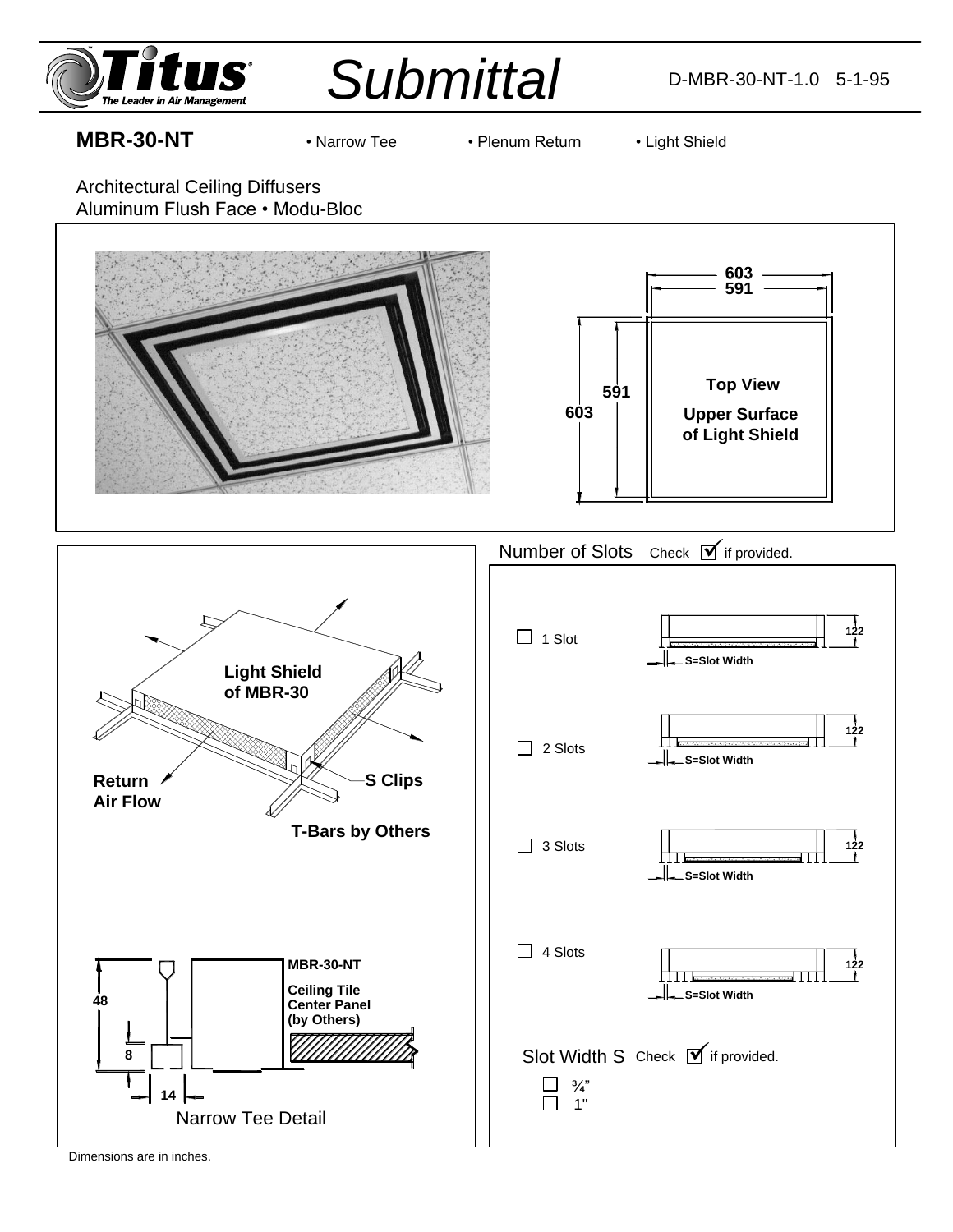# Submittal

D-MBR-30-NT-1.0 5-1-95

## MBR-30-NT

• Narrow Tee • Plenum Return • Light Shield

Architectural Ceiling Diffusers
Aluminum Flush Face • Modu-Bloc

603
591

591
603

**Top View**

**Upper Surface of Light Shield**

Number of Slots Check ☑ if provided.

☐ 1 Slot

☐ 2 Slots

☐ 3 Slots

☐ 4 Slots

122

S=Slot Width

**Light Shield of MBR-30**

**Return Air Flow**

**S Clips**

**T-Bars by Others**

48

8

14

**MBR-30-NT**

**Ceiling Tile Center Panel (by Others)**

Narrow Tee Detail

Slot Width S Check ☑ if provided.

☐ ¾"
☐ 1"

Dimensions are in inches.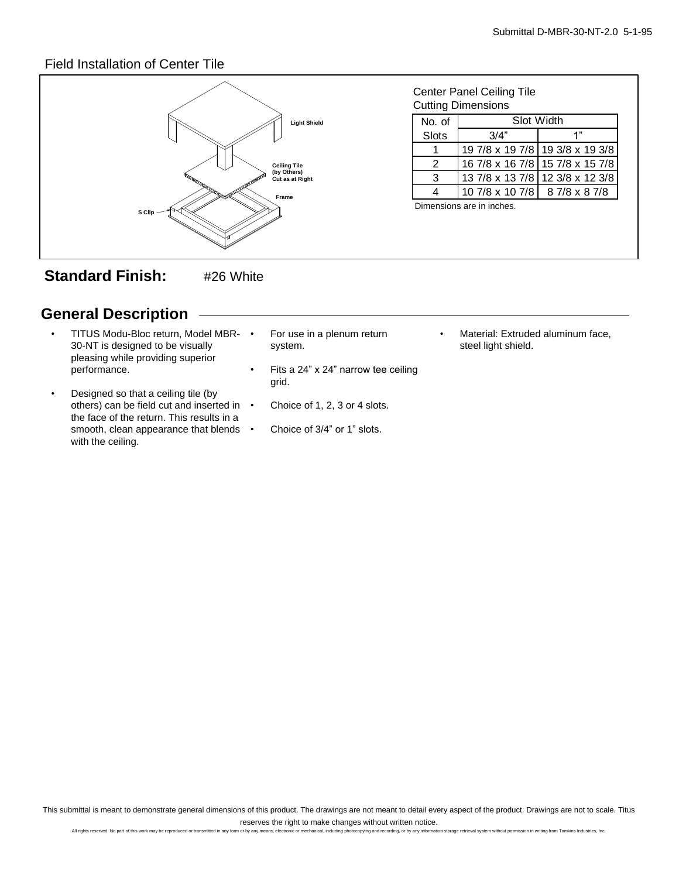## Field Installation of Center Tile

Light Shield

Ceiling Tile
(by Others)
Cut as at Right

Frame

S Clip

Center Panel Ceiling Tile
Cutting Dimensions

| No. of | Slot Width | |
|---|---|---|
| Slots | 3/4" | 1" |
| 1 | 19 7/8 x 19 7/8 | 19 3/8 x 19 3/8 |
| 2 | 16 7/8 x 16 7/8 | 15 7/8 x 15 7/8 |
| 3 | 13 7/8 x 13 7/8 | 12 3/8 x 12 3/8 |
| 4 | 10 7/8 x 10 7/8 | 8 7/8 x 8 7/8 |

Dimensions are in inches.

**Standard Finish:** #26 White

## General Description

- TITUS Modu-Bloc return, Model MBR-30-NT is designed to be visually pleasing while providing superior performance.
- Designed so that a ceiling tile (by others) can be field cut and inserted in the face of the return. This results in a smooth, clean appearance that blends with the ceiling.
- For use in a plenum return system.
- Fits a 24" x 24" narrow tee ceiling grid.
- Choice of 1, 2, 3 or 4 slots.
- Choice of 3/4" or 1" slots.
- Material: Extruded aluminum face, steel light shield.

This submittal is meant to demonstrate general dimensions of this product. The drawings are not meant to detail every aspect of the product. Drawings are not to scale. Titus reserves the right to make changes without written notice.

All rights reserved. No part of this work may be reproduced or transmitted in any form or by any means, electronic or mechanical, including photocopying and recording, or by any information storage retrieval system without permission in writing from Tomkins Industries, Inc.